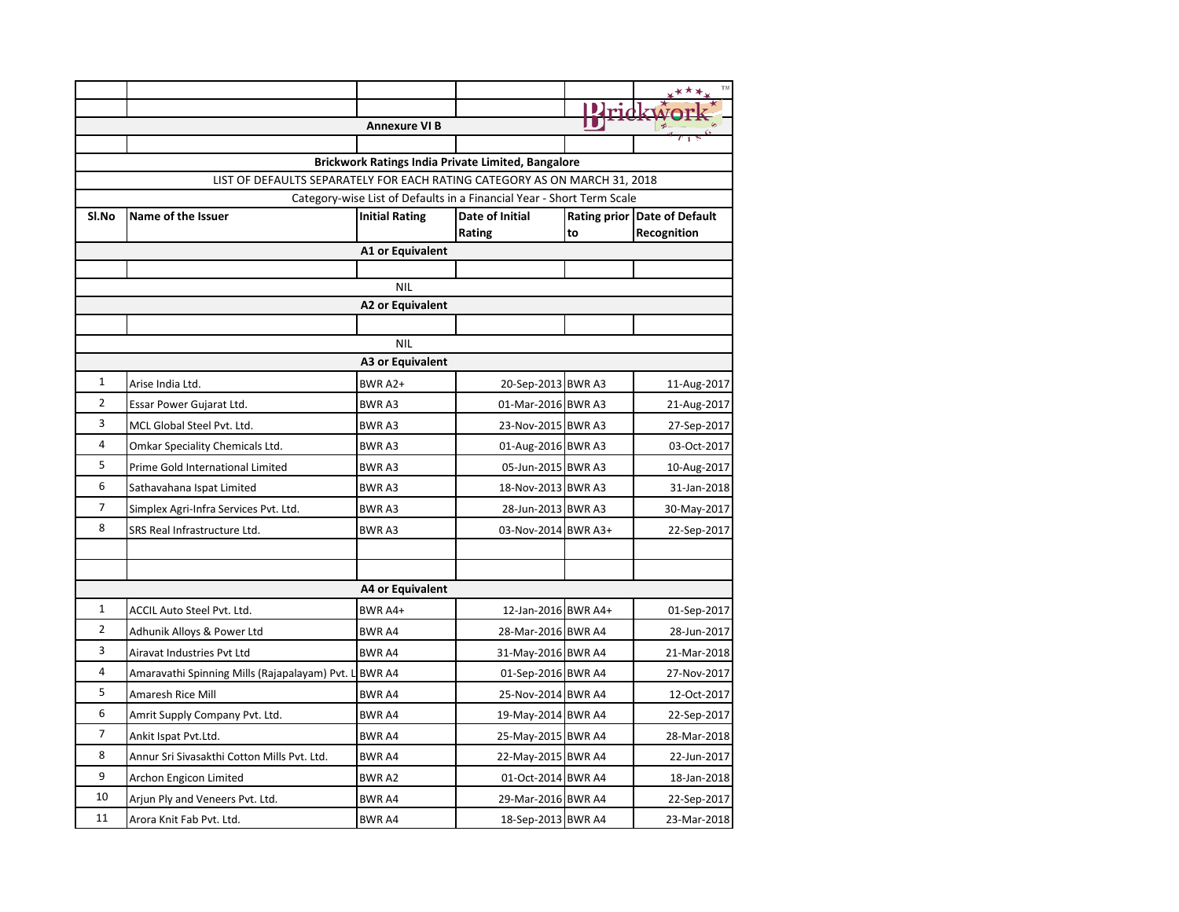**Annexure VI B**

**Brickwork Ratings India Private Limited, Bangalore**

LIST OF DEFAULTS SEPARATELY FOR EACH RATING CATEGORY AS ON MARCH 31, 2018

Category-wise List of Defaults in a Financial Year - Short Term Scale

| Sl.No | Name of the Issuer | Initial Rating | Date of Initial Rating | Rating prior to | Date of Default Recognition |
|---|---|---|---|---|---|
| | | **A1 or Equivalent** | | | |
| | | NIL | | | |
| | | **A2 or Equivalent** | | | |
| | | NIL | | | |
| | | **A3 or Equivalent** | | | |
| 1 | Arise India Ltd. | BWR A2+ | 20-Sep-2013 | BWR A3 | 11-Aug-2017 |
| 2 | Essar Power Gujarat Ltd. | BWR A3 | 01-Mar-2016 | BWR A3 | 21-Aug-2017 |
| 3 | MCL Global Steel Pvt. Ltd. | BWR A3 | 23-Nov-2015 | BWR A3 | 27-Sep-2017 |
| 4 | Omkar Speciality Chemicals Ltd. | BWR A3 | 01-Aug-2016 | BWR A3 | 03-Oct-2017 |
| 5 | Prime Gold International Limited | BWR A3 | 05-Jun-2015 | BWR A3 | 10-Aug-2017 |
| 6 | Sathavahana Ispat Limited | BWR A3 | 18-Nov-2013 | BWR A3 | 31-Jan-2018 |
| 7 | Simplex Agri-Infra Services Pvt. Ltd. | BWR A3 | 28-Jun-2013 | BWR A3 | 30-May-2017 |
| 8 | SRS Real Infrastructure Ltd. | BWR A3 | 03-Nov-2014 | BWR A3+ | 22-Sep-2017 |
| | | **A4 or Equivalent** | | | |
| 1 | ACCIL Auto Steel Pvt. Ltd. | BWR A4+ | 12-Jan-2016 | BWR A4+ | 01-Sep-2017 |
| 2 | Adhunik Alloys & Power Ltd | BWR A4 | 28-Mar-2016 | BWR A4 | 28-Jun-2017 |
| 3 | Airavat Industries Pvt Ltd | BWR A4 | 31-May-2016 | BWR A4 | 21-Mar-2018 |
| 4 | Amaravathi Spinning Mills (Rajapalayam) Pvt. L | BWR A4 | 01-Sep-2016 | BWR A4 | 27-Nov-2017 |
| 5 | Amaresh Rice Mill | BWR A4 | 25-Nov-2014 | BWR A4 | 12-Oct-2017 |
| 6 | Amrit Supply Company Pvt. Ltd. | BWR A4 | 19-May-2014 | BWR A4 | 22-Sep-2017 |
| 7 | Ankit Ispat Pvt.Ltd. | BWR A4 | 25-May-2015 | BWR A4 | 28-Mar-2018 |
| 8 | Annur Sri Sivasakthi Cotton Mills Pvt. Ltd. | BWR A4 | 22-May-2015 | BWR A4 | 22-Jun-2017 |
| 9 | Archon Engicon Limited | BWR A2 | 01-Oct-2014 | BWR A4 | 18-Jan-2018 |
| 10 | Arjun Ply and Veneers Pvt. Ltd. | BWR A4 | 29-Mar-2016 | BWR A4 | 22-Sep-2017 |
| 11 | Arora Knit Fab Pvt. Ltd. | BWR A4 | 18-Sep-2013 | BWR A4 | 23-Mar-2018 |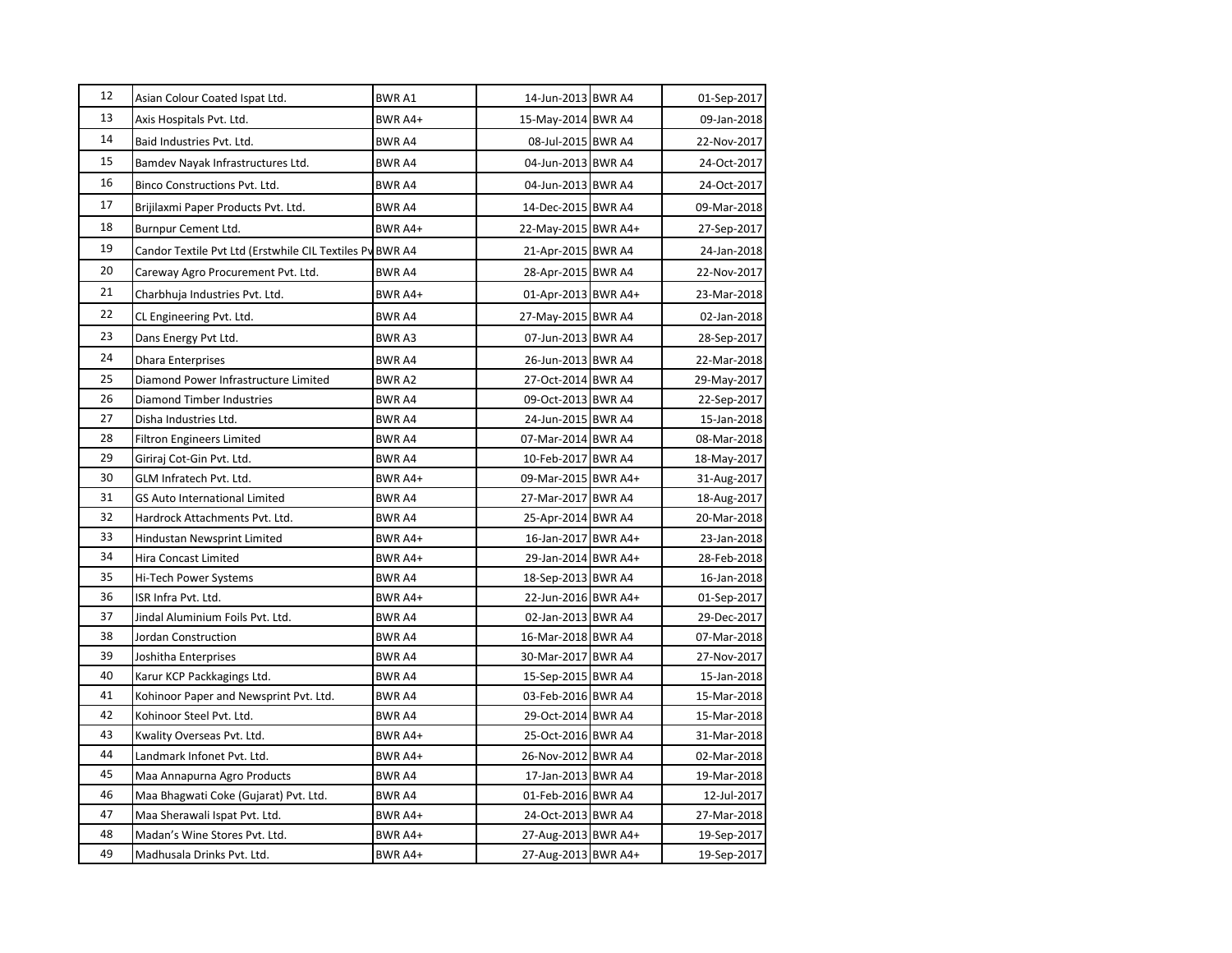| 12 | Asian Colour Coated Ispat Ltd. | BWR A1 | 14-Jun-2013 | BWR A4 | 01-Sep-2017 |
|---|---|---|---|---|---|
| 13 | Axis Hospitals Pvt. Ltd. | BWR A4+ | 15-May-2014 | BWR A4 | 09-Jan-2018 |
| 14 | Baid Industries Pvt. Ltd. | BWR A4 | 08-Jul-2015 | BWR A4 | 22-Nov-2017 |
| 15 | Bamdev Nayak Infrastructures Ltd. | BWR A4 | 04-Jun-2013 | BWR A4 | 24-Oct-2017 |
| 16 | Binco Constructions Pvt. Ltd. | BWR A4 | 04-Jun-2013 | BWR A4 | 24-Oct-2017 |
| 17 | Brijilaxmi Paper Products Pvt. Ltd. | BWR A4 | 14-Dec-2015 | BWR A4 | 09-Mar-2018 |
| 18 | Burnpur Cement Ltd. | BWR A4+ | 22-May-2015 | BWR A4+ | 27-Sep-2017 |
| 19 | Candor Textile Pvt Ltd (Erstwhile CIL Textiles Pv | BWR A4 | 21-Apr-2015 | BWR A4 | 24-Jan-2018 |
| 20 | Careway Agro Procurement Pvt. Ltd. | BWR A4 | 28-Apr-2015 | BWR A4 | 22-Nov-2017 |
| 21 | Charbhuja Industries Pvt. Ltd. | BWR A4+ | 01-Apr-2013 | BWR A4+ | 23-Mar-2018 |
| 22 | CL Engineering Pvt. Ltd. | BWR A4 | 27-May-2015 | BWR A4 | 02-Jan-2018 |
| 23 | Dans Energy Pvt Ltd. | BWR A3 | 07-Jun-2013 | BWR A4 | 28-Sep-2017 |
| 24 | Dhara Enterprises | BWR A4 | 26-Jun-2013 | BWR A4 | 22-Mar-2018 |
| 25 | Diamond Power Infrastructure Limited | BWR A2 | 27-Oct-2014 | BWR A4 | 29-May-2017 |
| 26 | Diamond Timber Industries | BWR A4 | 09-Oct-2013 | BWR A4 | 22-Sep-2017 |
| 27 | Disha Industries Ltd. | BWR A4 | 24-Jun-2015 | BWR A4 | 15-Jan-2018 |
| 28 | Filtron Engineers Limited | BWR A4 | 07-Mar-2014 | BWR A4 | 08-Mar-2018 |
| 29 | Giriraj Cot-Gin Pvt. Ltd. | BWR A4 | 10-Feb-2017 | BWR A4 | 18-May-2017 |
| 30 | GLM Infratech Pvt. Ltd. | BWR A4+ | 09-Mar-2015 | BWR A4+ | 31-Aug-2017 |
| 31 | GS Auto International Limited | BWR A4 | 27-Mar-2017 | BWR A4 | 18-Aug-2017 |
| 32 | Hardrock Attachments Pvt. Ltd. | BWR A4 | 25-Apr-2014 | BWR A4 | 20-Mar-2018 |
| 33 | Hindustan Newsprint Limited | BWR A4+ | 16-Jan-2017 | BWR A4+ | 23-Jan-2018 |
| 34 | Hira Concast Limited | BWR A4+ | 29-Jan-2014 | BWR A4+ | 28-Feb-2018 |
| 35 | Hi-Tech Power Systems | BWR A4 | 18-Sep-2013 | BWR A4 | 16-Jan-2018 |
| 36 | ISR Infra Pvt. Ltd. | BWR A4+ | 22-Jun-2016 | BWR A4+ | 01-Sep-2017 |
| 37 | Jindal Aluminium Foils Pvt. Ltd. | BWR A4 | 02-Jan-2013 | BWR A4 | 29-Dec-2017 |
| 38 | Jordan Construction | BWR A4 | 16-Mar-2018 | BWR A4 | 07-Mar-2018 |
| 39 | Joshitha Enterprises | BWR A4 | 30-Mar-2017 | BWR A4 | 27-Nov-2017 |
| 40 | Karur KCP Packkagings Ltd. | BWR A4 | 15-Sep-2015 | BWR A4 | 15-Jan-2018 |
| 41 | Kohinoor Paper and Newsprint Pvt. Ltd. | BWR A4 | 03-Feb-2016 | BWR A4 | 15-Mar-2018 |
| 42 | Kohinoor Steel Pvt. Ltd. | BWR A4 | 29-Oct-2014 | BWR A4 | 15-Mar-2018 |
| 43 | Kwality Overseas Pvt. Ltd. | BWR A4+ | 25-Oct-2016 | BWR A4 | 31-Mar-2018 |
| 44 | Landmark Infonet Pvt. Ltd. | BWR A4+ | 26-Nov-2012 | BWR A4 | 02-Mar-2018 |
| 45 | Maa Annapurna Agro Products | BWR A4 | 17-Jan-2013 | BWR A4 | 19-Mar-2018 |
| 46 | Maa Bhagwati Coke (Gujarat) Pvt. Ltd. | BWR A4 | 01-Feb-2016 | BWR A4 | 12-Jul-2017 |
| 47 | Maa Sherawali Ispat Pvt. Ltd. | BWR A4+ | 24-Oct-2013 | BWR A4 | 27-Mar-2018 |
| 48 | Madan's Wine Stores Pvt. Ltd. | BWR A4+ | 27-Aug-2013 | BWR A4+ | 19-Sep-2017 |
| 49 | Madhusala Drinks Pvt. Ltd. | BWR A4+ | 27-Aug-2013 | BWR A4+ | 19-Sep-2017 |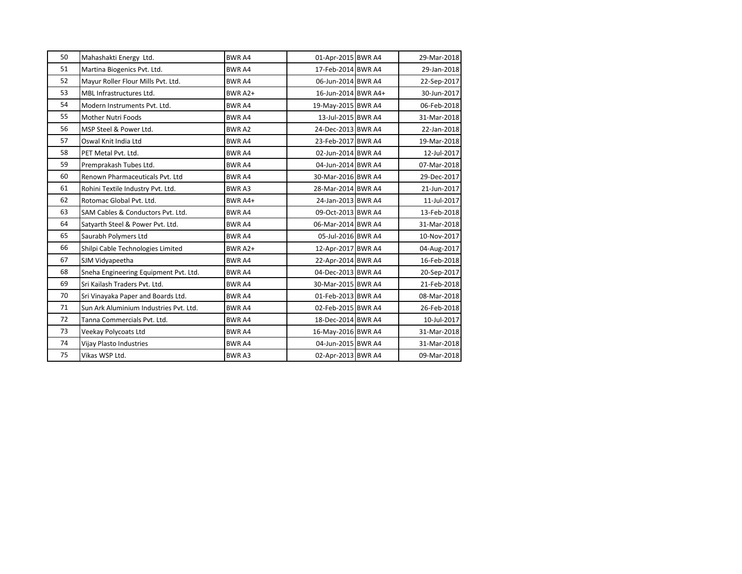| | | | | | |
|---|---|---|---|---|---|
| 50 | Mahashakti Energy Ltd. | BWR A4 | 01-Apr-2015 | BWR A4 | 29-Mar-2018 |
| 51 | Martina Biogenics Pvt. Ltd. | BWR A4 | 17-Feb-2014 | BWR A4 | 29-Jan-2018 |
| 52 | Mayur Roller Flour Mills Pvt. Ltd. | BWR A4 | 06-Jun-2014 | BWR A4 | 22-Sep-2017 |
| 53 | MBL Infrastructures Ltd. | BWR A2+ | 16-Jun-2014 | BWR A4+ | 30-Jun-2017 |
| 54 | Modern Instruments Pvt. Ltd. | BWR A4 | 19-May-2015 | BWR A4 | 06-Feb-2018 |
| 55 | Mother Nutri Foods | BWR A4 | 13-Jul-2015 | BWR A4 | 31-Mar-2018 |
| 56 | MSP Steel & Power Ltd. | BWR A2 | 24-Dec-2013 | BWR A4 | 22-Jan-2018 |
| 57 | Oswal Knit India Ltd | BWR A4 | 23-Feb-2017 | BWR A4 | 19-Mar-2018 |
| 58 | PET Metal Pvt. Ltd. | BWR A4 | 02-Jun-2014 | BWR A4 | 12-Jul-2017 |
| 59 | Premprakash Tubes Ltd. | BWR A4 | 04-Jun-2014 | BWR A4 | 07-Mar-2018 |
| 60 | Renown Pharmaceuticals Pvt. Ltd | BWR A4 | 30-Mar-2016 | BWR A4 | 29-Dec-2017 |
| 61 | Rohini Textile Industry Pvt. Ltd. | BWR A3 | 28-Mar-2014 | BWR A4 | 21-Jun-2017 |
| 62 | Rotomac Global Pvt. Ltd. | BWR A4+ | 24-Jan-2013 | BWR A4 | 11-Jul-2017 |
| 63 | SAM Cables & Conductors Pvt. Ltd. | BWR A4 | 09-Oct-2013 | BWR A4 | 13-Feb-2018 |
| 64 | Satyarth Steel & Power Pvt. Ltd. | BWR A4 | 06-Mar-2014 | BWR A4 | 31-Mar-2018 |
| 65 | Saurabh Polymers Ltd | BWR A4 | 05-Jul-2016 | BWR A4 | 10-Nov-2017 |
| 66 | Shilpi Cable Technologies Limited | BWR A2+ | 12-Apr-2017 | BWR A4 | 04-Aug-2017 |
| 67 | SJM Vidyapeetha | BWR A4 | 22-Apr-2014 | BWR A4 | 16-Feb-2018 |
| 68 | Sneha Engineering Equipment Pvt. Ltd. | BWR A4 | 04-Dec-2013 | BWR A4 | 20-Sep-2017 |
| 69 | Sri Kailash Traders Pvt. Ltd. | BWR A4 | 30-Mar-2015 | BWR A4 | 21-Feb-2018 |
| 70 | Sri Vinayaka Paper and Boards Ltd. | BWR A4 | 01-Feb-2013 | BWR A4 | 08-Mar-2018 |
| 71 | Sun Ark Aluminium Industries Pvt. Ltd. | BWR A4 | 02-Feb-2015 | BWR A4 | 26-Feb-2018 |
| 72 | Tanna Commercials Pvt. Ltd. | BWR A4 | 18-Dec-2014 | BWR A4 | 10-Jul-2017 |
| 73 | Veekay Polycoats Ltd | BWR A4 | 16-May-2016 | BWR A4 | 31-Mar-2018 |
| 74 | Vijay Plasto Industries | BWR A4 | 04-Jun-2015 | BWR A4 | 31-Mar-2018 |
| 75 | Vikas WSP Ltd. | BWR A3 | 02-Apr-2013 | BWR A4 | 09-Mar-2018 |